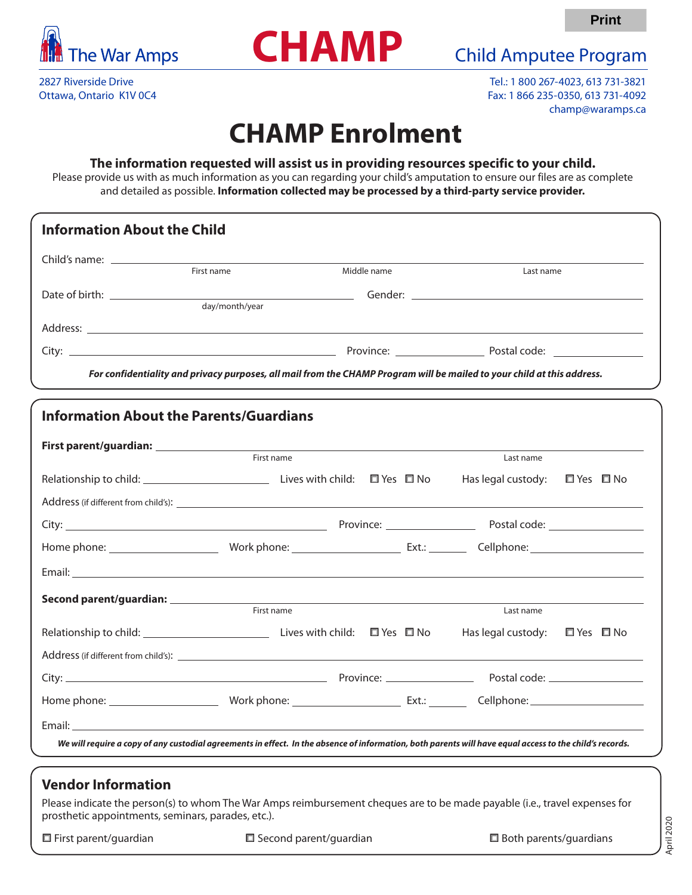Print

The War Amps

# CHAMP

Child Amputee Program

2827 Riverside Drive
Ottawa, Ontario K1V 0C4

Tel.: 1 800 267-4023, 613 731-3821
Fax: 1 866 235-0350, 613 731-4092
champ@waramps.ca

# CHAMP Enrolment

**The information requested will assist us in providing resources specific to your child.**
Please provide us with as much information as you can regarding your child's amputation to ensure our files are as complete and detailed as possible. **Information collected may be processed by a third-party service provider.**

## Information About the Child

Child's name: ______________________________
First name / Middle name / Last name

Date of birth: ______________________ Gender: ______________________
day/month/year

Address: ______________________________

City: ______________________ Province: ____________ Postal code: ____________

***For confidentiality and privacy purposes, all mail from the CHAMP Program will be mailed to your child at this address.***

## Information About the Parents/Guardians

**First parent/guardian:** ______________________________
First name / Last name

Relationship to child: ______________ Lives with child: ☐ Yes ☐ No Has legal custody: ☐ Yes ☐ No

Address (if different from child's): ______________________________

City: ______________________ Province: ____________ Postal code: ____________

Home phone: ____________ Work phone: ____________ Ext.: ______ Cellphone: ____________

Email: ______________________________

**Second parent/guardian:** ______________________________
First name / Last name

Relationship to child: ______________ Lives with child: ☐ Yes ☐ No Has legal custody: ☐ Yes ☐ No

Address (if different from child's): ______________________________

City: ______________________ Province: ____________ Postal code: ____________

Home phone: ____________ Work phone: ____________ Ext.: ______ Cellphone: ____________

Email: ______________________________

***We will require a copy of any custodial agreements in effect. In the absence of information, both parents will have equal access to the child's records.***

## Vendor Information

Please indicate the person(s) to whom The War Amps reimbursement cheques are to be made payable (i.e., travel expenses for prosthetic appointments, seminars, parades, etc.).

☐ First parent/guardian ☐ Second parent/guardian ☐ Both parents/guardians

April 2020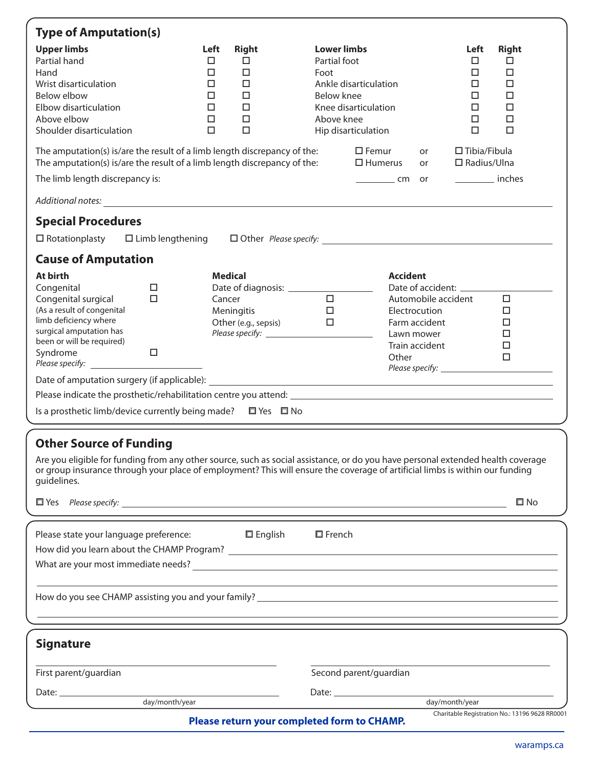## Type of Amputation(s)

| Upper limbs | Left | Right | Lower limbs | Left | Right |
|---|---|---|---|---|---|
| Partial hand | ☐ | ☐ | Partial foot | ☐ | ☐ |
| Hand | ☐ | ☐ | Foot | ☐ | ☐ |
| Wrist disarticulation | ☐ | ☐ | Ankle disarticulation | ☐ | ☐ |
| Below elbow | ☐ | ☐ | Below knee | ☐ | ☐ |
| Elbow disarticulation | ☐ | ☐ | Knee disarticulation | ☐ | ☐ |
| Above elbow | ☐ | ☐ | Above knee | ☐ | ☐ |
| Shoulder disarticulation | ☐ | ☐ | Hip disarticulation | ☐ | ☐ |

The amputation(s) is/are the result of a limb length discrepancy of the: ☐ Femur or ☐ Tibia/Fibula

The amputation(s) is/are the result of a limb length discrepancy of the: ☐ Humerus or ☐ Radius/Ulna

The limb length discrepancy is: ________ cm or ________ inches

*Additional notes:* ____________________

## Special Procedures

☐ Rotationplasty ☐ Limb lengthening ☐ Other *Please specify:* ____________________

## Cause of Amputation

**At birth**
- Congenital ☐
- Congenital surgical ☐
  (As a result of congenital limb deficiency where surgical amputation has been or will be required)
- Syndrome ☐
  *Please specify:* ____________________

**Medical**
- Date of diagnosis: ____________________
- Cancer ☐
- Meningitis ☐
- Other (e.g., sepsis) ☐
  *Please specify:* ____________________

**Accident**
- Date of accident: ____________________
- Automobile accident ☐
- Electrocution ☐
- Farm accident ☐
- Lawn mower ☐
- Train accident ☐
- Other ☐
  *Please specify:* ____________________

Date of amputation surgery (if applicable): ____________________

Please indicate the prosthetic/rehabilitation centre you attend: ____________________

Is a prosthetic limb/device currently being made? ☐ Yes ☐ No

## Other Source of Funding

Are you eligible for funding from any other source, such as social assistance, or do you have personal extended health coverage or group insurance through your place of employment? This will ensure the coverage of artificial limbs is within our funding guidelines.

☐ Yes *Please specify:* ____________________ ☐ No

Please state your language preference: ☐ English ☐ French

How did you learn about the CHAMP Program? ____________________

What are your most immediate needs? ____________________

How do you see CHAMP assisting you and your family? ____________________

## Signature

____________________
First parent/guardian

Date: ____________________
day/month/year

____________________
Second parent/guardian

Date: ____________________
day/month/year

Charitable Registration No.: 13196 9628 RR0001

**Please return your completed form to CHAMP.**

waramps.ca